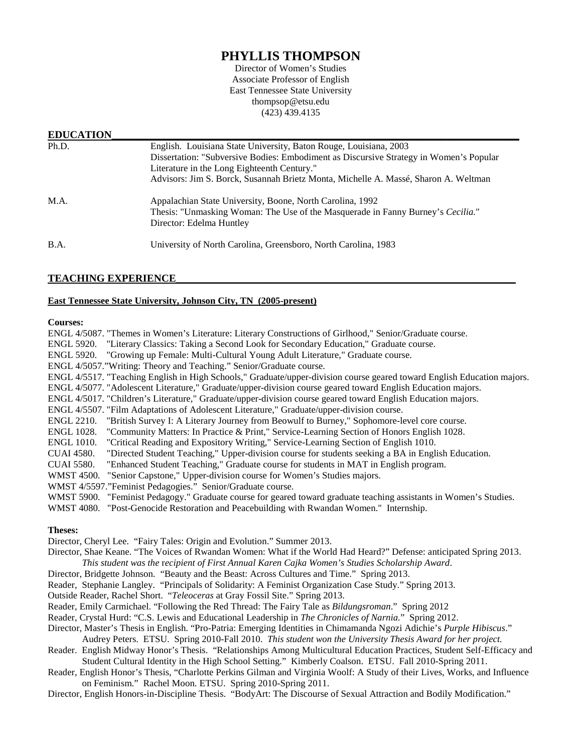# PHYLLIS THOMPSON

Director of Women's Studies
Associate Professor of English
East Tennessee State University
thompsop@etsu.edu
(423) 439.4135

## EDUCATION

**Ph.D.** English. Louisiana State University, Baton Rouge, Louisiana, 2003
Dissertation: "Subversive Bodies: Embodiment as Discursive Strategy in Women's Popular Literature in the Long Eighteenth Century."
Advisors: Jim S. Borck, Susannah Brietz Monta, Michelle A. Massé, Sharon A. Weltman

**M.A.** Appalachian State University, Boone, North Carolina, 1992
Thesis: "Unmasking Woman: The Use of the Masquerade in Fanny Burney's *Cecilia.*"
Director: Edelma Huntley

**B.A.** University of North Carolina, Greensboro, North Carolina, 1983

## TEACHING EXPERIENCE

### East Tennessee State University, Johnson City, TN (2005-present)

**Courses:**

ENGL 4/5087. "Themes in Women's Literature: Literary Constructions of Girlhood," Senior/Graduate course.
ENGL 5920. "Literary Classics: Taking a Second Look for Secondary Education," Graduate course.
ENGL 5920. "Growing up Female: Multi-Cultural Young Adult Literature," Graduate course.
ENGL 4/5057."Writing: Theory and Teaching." Senior/Graduate course.
ENGL 4/5517. "Teaching English in High Schools," Graduate/upper-division course geared toward English Education majors.
ENGL 4/5077. "Adolescent Literature," Graduate/upper-division course geared toward English Education majors.
ENGL 4/5017. "Children's Literature," Graduate/upper-division course geared toward English Education majors.
ENGL 4/5507. "Film Adaptations of Adolescent Literature," Graduate/upper-division course.
ENGL 2210. "British Survey I: A Literary Journey from Beowulf to Burney," Sophomore-level core course.
ENGL 1028. "Community Matters: In Practice & Print," Service-Learning Section of Honors English 1028.
ENGL 1010. "Critical Reading and Expository Writing," Service-Learning Section of English 1010.
CUAI 4580. "Directed Student Teaching," Upper-division course for students seeking a BA in English Education.
CUAI 5580. "Enhanced Student Teaching," Graduate course for students in MAT in English program.
WMST 4500. "Senior Capstone," Upper-division course for Women's Studies majors.
WMST 4/5597."Feminist Pedagogies." Senior/Graduate course.
WMST 5900. "Feminist Pedagogy." Graduate course for geared toward graduate teaching assistants in Women's Studies.
WMST 4080. "Post-Genocide Restoration and Peacebuilding with Rwandan Women." Internship.

**Theses:**

Director, Cheryl Lee. "Fairy Tales: Origin and Evolution." Summer 2013.
Director, Shae Keane. "The Voices of Rwandan Women: What if the World Had Heard?" Defense: anticipated Spring 2013.
*This student was the recipient of First Annual Karen Cajka Women's Studies Scholarship Award*.
Director, Bridgette Johnson. "Beauty and the Beast: Across Cultures and Time." Spring 2013.
Reader, Stephanie Langley. "Principals of Solidarity: A Feminist Organization Case Study." Spring 2013.
Outside Reader, Rachel Short. "*Teleoceras* at Gray Fossil Site." Spring 2013.
Reader, Emily Carmichael. "Following the Red Thread: The Fairy Tale as *Bildungsroman*." Spring 2012
Reader, Crystal Hurd: "C.S. Lewis and Educational Leadership in *The Chronicles of Narnia.*" Spring 2012.
Director, Master's Thesis in English. "Pro-Patria: Emerging Identities in Chimamanda Ngozi Adichie's *Purple Hibiscus*." Audrey Peters. ETSU. Spring 2010-Fall 2010. *This student won the University Thesis Award for her project.*
Reader. English Midway Honor's Thesis. "Relationships Among Multicultural Education Practices, Student Self-Efficacy and Student Cultural Identity in the High School Setting." Kimberly Coalson. ETSU. Fall 2010-Spring 2011.
Reader, English Honor's Thesis, "Charlotte Perkins Gilman and Virginia Woolf: A Study of their Lives, Works, and Influence on Feminism." Rachel Moon. ETSU. Spring 2010-Spring 2011.
Director, English Honors-in-Discipline Thesis. "BodyArt: The Discourse of Sexual Attraction and Bodily Modification."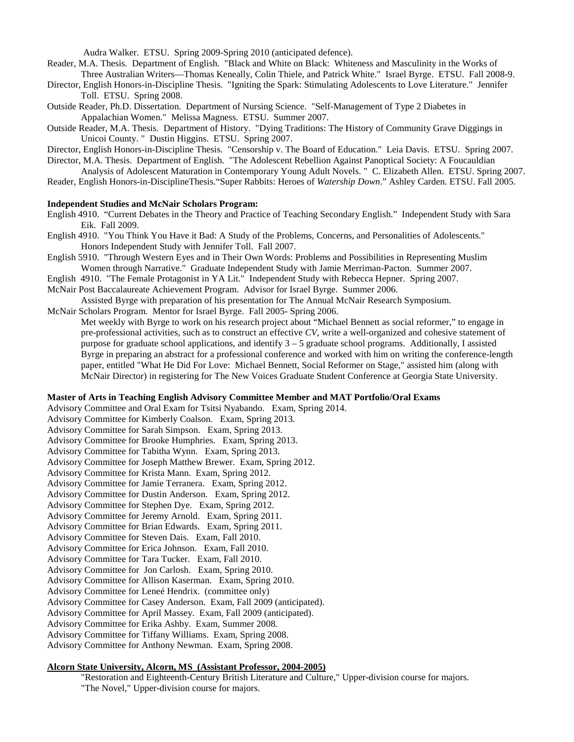Audra Walker. ETSU. Spring 2009-Spring 2010 (anticipated defence).

Reader, M.A. Thesis. Department of English. "Black and White on Black: Whiteness and Masculinity in the Works of Three Australian Writers—Thomas Keneally, Colin Thiele, and Patrick White." Israel Byrge. ETSU. Fall 2008-9.

Director, English Honors-in-Discipline Thesis. "Igniting the Spark: Stimulating Adolescents to Love Literature." Jennifer Toll. ETSU. Spring 2008.

Outside Reader, Ph.D. Dissertation. Department of Nursing Science. "Self-Management of Type 2 Diabetes in Appalachian Women." Melissa Magness. ETSU. Summer 2007.

Outside Reader, M.A. Thesis. Department of History. "Dying Traditions: The History of Community Grave Diggings in Unicoi County. " Dustin Higgins. ETSU. Spring 2007.

Director, English Honors-in-Discipline Thesis. "Censorship v. The Board of Education." Leia Davis. ETSU. Spring 2007.

Director, M.A. Thesis. Department of English. "The Adolescent Rebellion Against Panoptical Society: A Foucauldian Analysis of Adolescent Maturation in Contemporary Young Adult Novels. " C. Elizabeth Allen. ETSU. Spring 2007.

Reader, English Honors-in-DisciplineThesis."Super Rabbits: Heroes of *Watership Down*." Ashley Carden. ETSU. Fall 2005.

**Independent Studies and McNair Scholars Program:**

English 4910. "Current Debates in the Theory and Practice of Teaching Secondary English." Independent Study with Sara Eik. Fall 2009.

English 4910. "You Think You Have it Bad: A Study of the Problems, Concerns, and Personalities of Adolescents." Honors Independent Study with Jennifer Toll. Fall 2007.

English 5910. "Through Western Eyes and in Their Own Words: Problems and Possibilities in Representing Muslim Women through Narrative." Graduate Independent Study with Jamie Merriman-Pacton. Summer 2007.

English 4910. "The Female Protagonist in YA Lit." Independent Study with Rebecca Hepner. Spring 2007.

McNair Post Baccalaureate Achievement Program. Advisor for Israel Byrge. Summer 2006.
Assisted Byrge with preparation of his presentation for The Annual McNair Research Symposium.

McNair Scholars Program. Mentor for Israel Byrge. Fall 2005- Spring 2006.
Met weekly with Byrge to work on his research project about "Michael Bennett as social reformer," to engage in pre-professional activities, such as to construct an effective *CV*, write a well-organized and cohesive statement of purpose for graduate school applications, and identify 3 – 5 graduate school programs. Additionally, I assisted Byrge in preparing an abstract for a professional conference and worked with him on writing the conference-length paper, entitled "What He Did For Love: Michael Bennett, Social Reformer on Stage," assisted him (along with McNair Director) in registering for The New Voices Graduate Student Conference at Georgia State University.

**Master of Arts in Teaching English Advisory Committee Member and MAT Portfolio/Oral Exams**

Advisory Committee and Oral Exam for Tsitsi Nyabando. Exam, Spring 2014.
Advisory Committee for Kimberly Coalson. Exam, Spring 2013.
Advisory Committee for Sarah Simpson. Exam, Spring 2013.
Advisory Committee for Brooke Humphries. Exam, Spring 2013.
Advisory Committee for Tabitha Wynn. Exam, Spring 2013.
Advisory Committee for Joseph Matthew Brewer. Exam, Spring 2012.
Advisory Committee for Krista Mann. Exam, Spring 2012.
Advisory Committee for Jamie Terranera. Exam, Spring 2012.
Advisory Committee for Dustin Anderson. Exam, Spring 2012.
Advisory Committee for Stephen Dye. Exam, Spring 2012.
Advisory Committee for Jeremy Arnold. Exam, Spring 2011.
Advisory Committee for Brian Edwards. Exam, Spring 2011.
Advisory Committee for Steven Dais. Exam, Fall 2010.
Advisory Committee for Erica Johnson. Exam, Fall 2010.
Advisory Committee for Tara Tucker. Exam, Fall 2010.
Advisory Committee for Jon Carlosh. Exam, Spring 2010.
Advisory Committee for Allison Kaserman. Exam, Spring 2010.
Advisory Committee for Leneé Hendrix. (committee only)
Advisory Committee for Casey Anderson. Exam, Fall 2009 (anticipated).
Advisory Committee for April Massey. Exam, Fall 2009 (anticipated).
Advisory Committee for Erika Ashby. Exam, Summer 2008.
Advisory Committee for Tiffany Williams. Exam, Spring 2008.
Advisory Committee for Anthony Newman. Exam, Spring 2008.

**Alcorn State University, Alcorn, MS (Assistant Professor, 2004-2005)**

"Restoration and Eighteenth-Century British Literature and Culture," Upper-division course for majors.
"The Novel," Upper-division course for majors.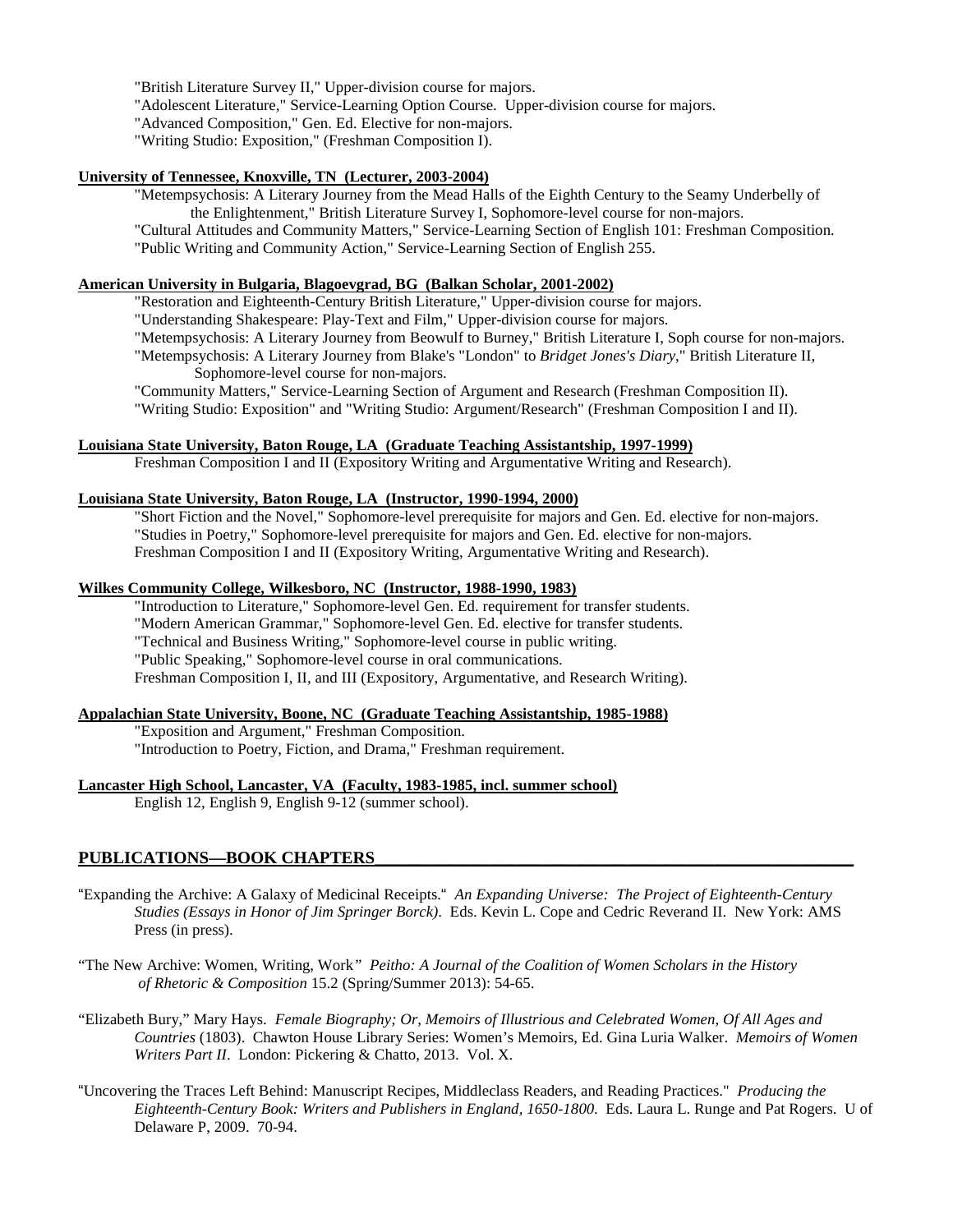"British Literature Survey II," Upper-division course for majors.
"Adolescent Literature," Service-Learning Option Course. Upper-division course for majors.
"Advanced Composition," Gen. Ed. Elective for non-majors.
"Writing Studio: Exposition," (Freshman Composition I).

**University of Tennessee, Knoxville, TN (Lecturer, 2003-2004)**

"Metempsychosis: A Literary Journey from the Mead Halls of the Eighth Century to the Seamy Underbelly of the Enlightenment," British Literature Survey I, Sophomore-level course for non-majors.
"Cultural Attitudes and Community Matters," Service-Learning Section of English 101: Freshman Composition.
"Public Writing and Community Action," Service-Learning Section of English 255.

**American University in Bulgaria, Blagoevgrad, BG (Balkan Scholar, 2001-2002)**

"Restoration and Eighteenth-Century British Literature," Upper-division course for majors.
"Understanding Shakespeare: Play-Text and Film," Upper-division course for majors.
"Metempsychosis: A Literary Journey from Beowulf to Burney," British Literature I, Soph course for non-majors.
"Metempsychosis: A Literary Journey from Blake's "London" to *Bridget Jones's Diary*," British Literature II, Sophomore-level course for non-majors.
"Community Matters," Service-Learning Section of Argument and Research (Freshman Composition II).
"Writing Studio: Exposition" and "Writing Studio: Argument/Research" (Freshman Composition I and II).

**Louisiana State University, Baton Rouge, LA (Graduate Teaching Assistantship, 1997-1999)**

Freshman Composition I and II (Expository Writing and Argumentative Writing and Research).

**Louisiana State University, Baton Rouge, LA (Instructor, 1990-1994, 2000)**

"Short Fiction and the Novel," Sophomore-level prerequisite for majors and Gen. Ed. elective for non-majors.
"Studies in Poetry," Sophomore-level prerequisite for majors and Gen. Ed. elective for non-majors.
Freshman Composition I and II (Expository Writing, Argumentative Writing and Research).

**Wilkes Community College, Wilkesboro, NC (Instructor, 1988-1990, 1983)**

"Introduction to Literature," Sophomore-level Gen. Ed. requirement for transfer students.
"Modern American Grammar," Sophomore-level Gen. Ed. elective for transfer students.
"Technical and Business Writing," Sophomore-level course in public writing.
"Public Speaking," Sophomore-level course in oral communications.
Freshman Composition I, II, and III (Expository, Argumentative, and Research Writing).

**Appalachian State University, Boone, NC (Graduate Teaching Assistantship, 1985-1988)**

"Exposition and Argument," Freshman Composition.
"Introduction to Poetry, Fiction, and Drama," Freshman requirement.

**Lancaster High School, Lancaster, VA (Faculty, 1983-1985, incl. summer school)**

English 12, English 9, English 9-12 (summer school).

## PUBLICATIONS—BOOK CHAPTERS

"Expanding the Archive: A Galaxy of Medicinal Receipts." *An Expanding Universe: The Project of Eighteenth-Century Studies (Essays in Honor of Jim Springer Borck).* Eds. Kevin L. Cope and Cedric Reverand II. New York: AMS Press (in press).

"The New Archive: Women, Writing, Work" *Peitho: A Journal of the Coalition of Women Scholars in the History of Rhetoric & Composition* 15.2 (Spring/Summer 2013): 54-65.

"Elizabeth Bury," Mary Hays. *Female Biography; Or, Memoirs of Illustrious and Celebrated Women, Of All Ages and Countries* (1803). Chawton House Library Series: Women's Memoirs, Ed. Gina Luria Walker. *Memoirs of Women Writers Part II*. London: Pickering & Chatto, 2013. Vol. X.

"Uncovering the Traces Left Behind: Manuscript Recipes, Middleclass Readers, and Reading Practices." *Producing the Eighteenth-Century Book: Writers and Publishers in England, 1650-1800.* Eds. Laura L. Runge and Pat Rogers. U of Delaware P, 2009. 70-94.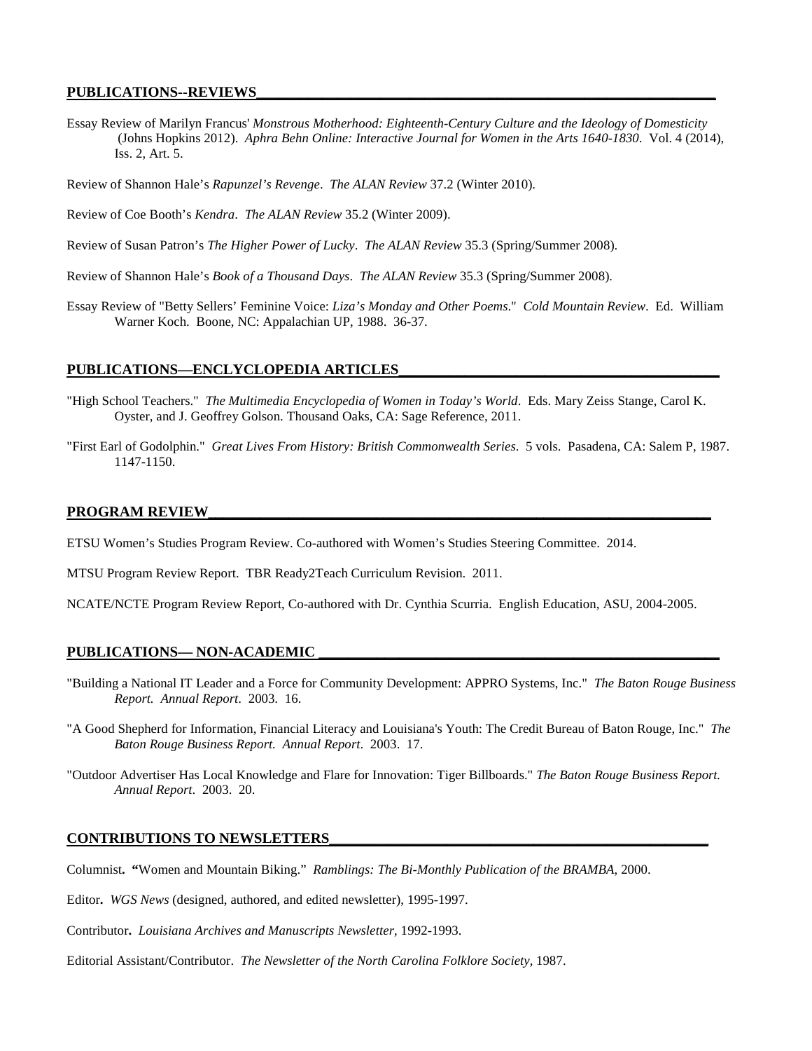## PUBLICATIONS--REVIEWS

Essay Review of Marilyn Francus' *Monstrous Motherhood: Eighteenth-Century Culture and the Ideology of Domesticity* (Johns Hopkins 2012). *Aphra Behn Online: Interactive Journal for Women in the Arts 1640-1830*. Vol. 4 (2014), Iss. 2, Art. 5.

Review of Shannon Hale's *Rapunzel's Revenge*. *The ALAN Review* 37.2 (Winter 2010).

Review of Coe Booth's *Kendra*. *The ALAN Review* 35.2 (Winter 2009).

Review of Susan Patron's *The Higher Power of Lucky*. *The ALAN Review* 35.3 (Spring/Summer 2008).

Review of Shannon Hale's *Book of a Thousand Days*. *The ALAN Review* 35.3 (Spring/Summer 2008).

Essay Review of "Betty Sellers' Feminine Voice: *Liza's Monday and Other Poems*." *Cold Mountain Review*. Ed. William Warner Koch. Boone, NC: Appalachian UP, 1988. 36-37.

## PUBLICATIONS—ENCLYCLOPEDIA ARTICLES

"High School Teachers." *The Multimedia Encyclopedia of Women in Today's World*. Eds. Mary Zeiss Stange, Carol K. Oyster, and J. Geoffrey Golson. Thousand Oaks, CA: Sage Reference, 2011.

"First Earl of Godolphin." *Great Lives From History: British Commonwealth Series*. 5 vols. Pasadena, CA: Salem P, 1987. 1147-1150.

## PROGRAM REVIEW

ETSU Women's Studies Program Review. Co-authored with Women's Studies Steering Committee. 2014.

MTSU Program Review Report. TBR Ready2Teach Curriculum Revision. 2011.

NCATE/NCTE Program Review Report, Co-authored with Dr. Cynthia Scurria. English Education, ASU, 2004-2005.

## PUBLICATIONS— NON-ACADEMIC

"Building a National IT Leader and a Force for Community Development: APPRO Systems, Inc." *The Baton Rouge Business Report. Annual Report*. 2003. 16.

"A Good Shepherd for Information, Financial Literacy and Louisiana's Youth: The Credit Bureau of Baton Rouge, Inc." *The Baton Rouge Business Report. Annual Report*. 2003. 17.

"Outdoor Advertiser Has Local Knowledge and Flare for Innovation: Tiger Billboards." *The Baton Rouge Business Report. Annual Report*. 2003. 20.

## CONTRIBUTIONS TO NEWSLETTERS

Columnist**. "**Women and Mountain Biking." *Ramblings: The Bi-Monthly Publication of the BRAMBA*, 2000.

Editor**.** *WGS News* (designed, authored, and edited newsletter), 1995-1997.

Contributor**.** *Louisiana Archives and Manuscripts Newsletter*, 1992-1993.

Editorial Assistant/Contributor. *The Newsletter of the North Carolina Folklore Society*, 1987.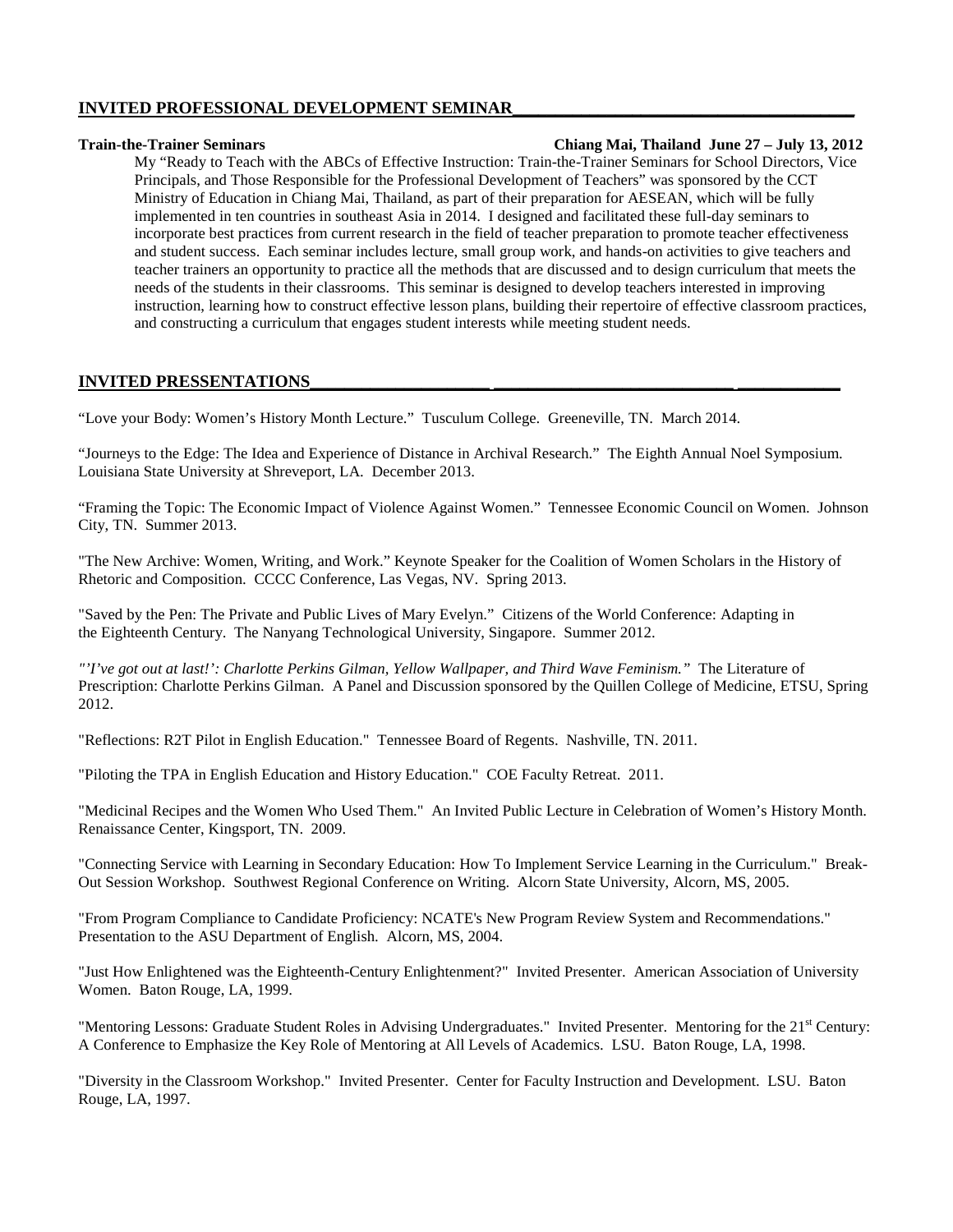## INVITED PROFESSIONAL DEVELOPMENT SEMINAR

**Train-the-Trainer Seminars** **Chiang Mai, Thailand June 27 – July 13, 2012**

My "Ready to Teach with the ABCs of Effective Instruction: Train-the-Trainer Seminars for School Directors, Vice Principals, and Those Responsible for the Professional Development of Teachers" was sponsored by the CCT Ministry of Education in Chiang Mai, Thailand, as part of their preparation for AESEAN, which will be fully implemented in ten countries in southeast Asia in 2014. I designed and facilitated these full-day seminars to incorporate best practices from current research in the field of teacher preparation to promote teacher effectiveness and student success. Each seminar includes lecture, small group work, and hands-on activities to give teachers and teacher trainers an opportunity to practice all the methods that are discussed and to design curriculum that meets the needs of the students in their classrooms. This seminar is designed to develop teachers interested in improving instruction, learning how to construct effective lesson plans, building their repertoire of effective classroom practices, and constructing a curriculum that engages student interests while meeting student needs.

## INVITED PRESSENTATIONS

"Love your Body: Women's History Month Lecture." Tusculum College. Greeneville, TN. March 2014.

"Journeys to the Edge: The Idea and Experience of Distance in Archival Research." The Eighth Annual Noel Symposium. Louisiana State University at Shreveport, LA. December 2013.

"Framing the Topic: The Economic Impact of Violence Against Women." Tennessee Economic Council on Women. Johnson City, TN. Summer 2013.

"The New Archive: Women, Writing, and Work." Keynote Speaker for the Coalition of Women Scholars in the History of Rhetoric and Composition. CCCC Conference, Las Vegas, NV. Spring 2013.

"Saved by the Pen: The Private and Public Lives of Mary Evelyn." Citizens of the World Conference: Adapting in the Eighteenth Century. The Nanyang Technological University, Singapore. Summer 2012.

*"'I've got out at last!': Charlotte Perkins Gilman, Yellow Wallpaper, and Third Wave Feminism."* The Literature of Prescription: Charlotte Perkins Gilman. A Panel and Discussion sponsored by the Quillen College of Medicine, ETSU, Spring 2012.

"Reflections: R2T Pilot in English Education." Tennessee Board of Regents. Nashville, TN. 2011.

"Piloting the TPA in English Education and History Education." COE Faculty Retreat. 2011.

"Medicinal Recipes and the Women Who Used Them." An Invited Public Lecture in Celebration of Women's History Month. Renaissance Center, Kingsport, TN. 2009.

"Connecting Service with Learning in Secondary Education: How To Implement Service Learning in the Curriculum." Break-Out Session Workshop. Southwest Regional Conference on Writing. Alcorn State University, Alcorn, MS, 2005.

"From Program Compliance to Candidate Proficiency: NCATE's New Program Review System and Recommendations." Presentation to the ASU Department of English. Alcorn, MS, 2004.

"Just How Enlightened was the Eighteenth-Century Enlightenment?" Invited Presenter. American Association of University Women. Baton Rouge, LA, 1999.

"Mentoring Lessons: Graduate Student Roles in Advising Undergraduates." Invited Presenter. Mentoring for the 21st Century: A Conference to Emphasize the Key Role of Mentoring at All Levels of Academics. LSU. Baton Rouge, LA, 1998.

"Diversity in the Classroom Workshop." Invited Presenter. Center for Faculty Instruction and Development. LSU. Baton Rouge, LA, 1997.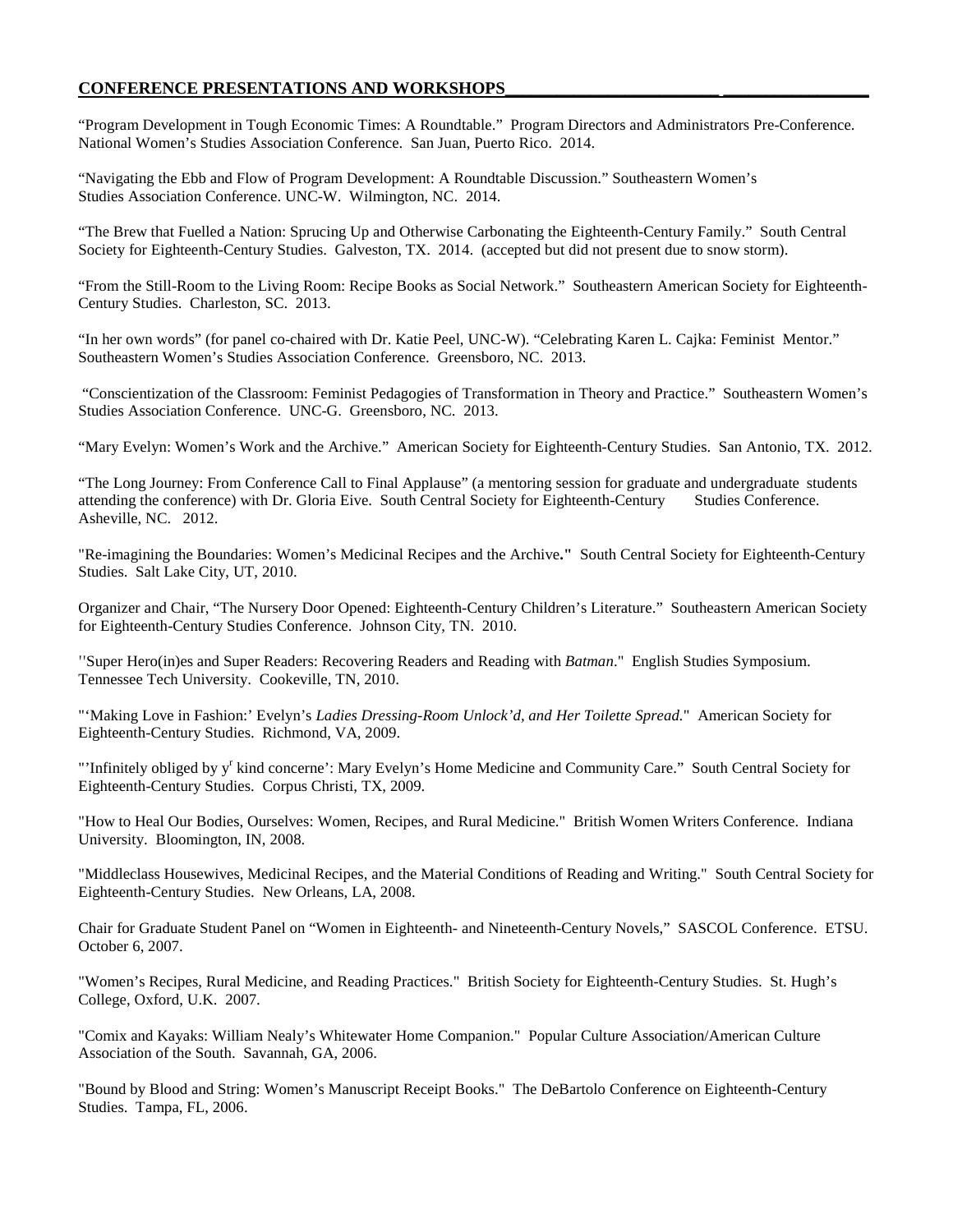## CONFERENCE PRESENTATIONS AND WORKSHOPS

"Program Development in Tough Economic Times: A Roundtable." Program Directors and Administrators Pre-Conference. National Women's Studies Association Conference. San Juan, Puerto Rico. 2014.

"Navigating the Ebb and Flow of Program Development: A Roundtable Discussion." Southeastern Women's Studies Association Conference. UNC-W. Wilmington, NC. 2014.

"The Brew that Fuelled a Nation: Sprucing Up and Otherwise Carbonating the Eighteenth-Century Family." South Central Society for Eighteenth-Century Studies. Galveston, TX. 2014. (accepted but did not present due to snow storm).

"From the Still-Room to the Living Room: Recipe Books as Social Network." Southeastern American Society for Eighteenth-Century Studies. Charleston, SC. 2013.

"In her own words" (for panel co-chaired with Dr. Katie Peel, UNC-W). "Celebrating Karen L. Cajka: Feminist Mentor." Southeastern Women's Studies Association Conference. Greensboro, NC. 2013.

"Conscientization of the Classroom: Feminist Pedagogies of Transformation in Theory and Practice." Southeastern Women's Studies Association Conference. UNC-G. Greensboro, NC. 2013.

"Mary Evelyn: Women's Work and the Archive." American Society for Eighteenth-Century Studies. San Antonio, TX. 2012.

"The Long Journey: From Conference Call to Final Applause" (a mentoring session for graduate and undergraduate students attending the conference) with Dr. Gloria Eive. South Central Society for Eighteenth-Century Studies Conference. Asheville, NC. 2012.

"Re-imagining the Boundaries: Women's Medicinal Recipes and the Archive**."** South Central Society for Eighteenth-Century Studies. Salt Lake City, UT, 2010.

Organizer and Chair, "The Nursery Door Opened: Eighteenth-Century Children's Literature." Southeastern American Society for Eighteenth-Century Studies Conference. Johnson City, TN. 2010.

"Super Hero(in)es and Super Readers: Recovering Readers and Reading with *Batman*." English Studies Symposium. Tennessee Tech University. Cookeville, TN, 2010.

"'Making Love in Fashion:' Evelyn's *Ladies Dressing-Room Unlock'd, and Her Toilette Spread.*" American Society for Eighteenth-Century Studies. Richmond, VA, 2009.

"'Infinitely obliged by y[r] kind concerne': Mary Evelyn's Home Medicine and Community Care." South Central Society for Eighteenth-Century Studies. Corpus Christi, TX, 2009.

"How to Heal Our Bodies, Ourselves: Women, Recipes, and Rural Medicine." British Women Writers Conference. Indiana University. Bloomington, IN, 2008.

"Middleclass Housewives, Medicinal Recipes, and the Material Conditions of Reading and Writing." South Central Society for Eighteenth-Century Studies. New Orleans, LA, 2008.

Chair for Graduate Student Panel on "Women in Eighteenth- and Nineteenth-Century Novels," SASCOL Conference. ETSU. October 6, 2007.

"Women's Recipes, Rural Medicine, and Reading Practices." British Society for Eighteenth-Century Studies. St. Hugh's College, Oxford, U.K. 2007.

"Comix and Kayaks: William Nealy's Whitewater Home Companion." Popular Culture Association/American Culture Association of the South. Savannah, GA, 2006.

"Bound by Blood and String: Women's Manuscript Receipt Books." The DeBartolo Conference on Eighteenth-Century Studies. Tampa, FL, 2006.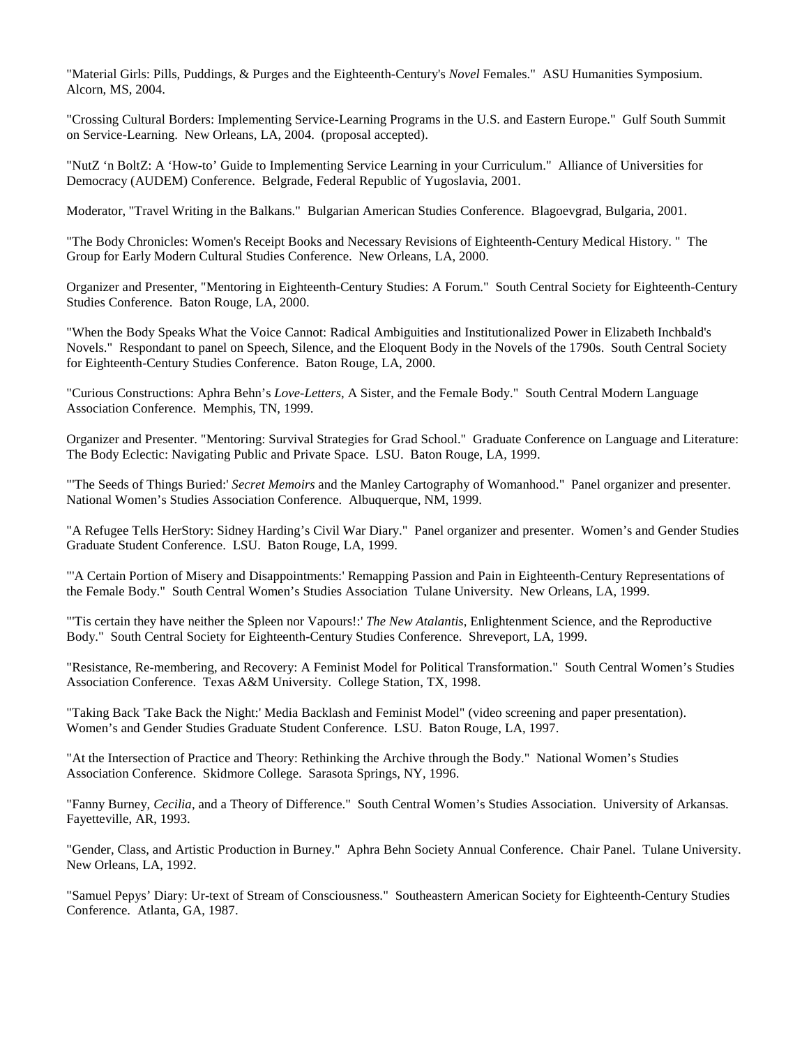"Material Girls: Pills, Puddings, & Purges and the Eighteenth-Century's *Novel* Females." ASU Humanities Symposium. Alcorn, MS, 2004.

"Crossing Cultural Borders: Implementing Service-Learning Programs in the U.S. and Eastern Europe." Gulf South Summit on Service-Learning. New Orleans, LA, 2004. (proposal accepted).

"NutZ 'n BoltZ: A 'How-to' Guide to Implementing Service Learning in your Curriculum." Alliance of Universities for Democracy (AUDEM) Conference. Belgrade, Federal Republic of Yugoslavia, 2001.

Moderator, "Travel Writing in the Balkans." Bulgarian American Studies Conference. Blagoevgrad, Bulgaria, 2001.

"The Body Chronicles: Women's Receipt Books and Necessary Revisions of Eighteenth-Century Medical History. " The Group for Early Modern Cultural Studies Conference. New Orleans, LA, 2000.

Organizer and Presenter, "Mentoring in Eighteenth-Century Studies: A Forum." South Central Society for Eighteenth-Century Studies Conference. Baton Rouge, LA, 2000.

"When the Body Speaks What the Voice Cannot: Radical Ambiguities and Institutionalized Power in Elizabeth Inchbald's Novels." Respondant to panel on Speech, Silence, and the Eloquent Body in the Novels of the 1790s. South Central Society for Eighteenth-Century Studies Conference. Baton Rouge, LA, 2000.

"Curious Constructions: Aphra Behn's *Love-Letters*, A Sister, and the Female Body." South Central Modern Language Association Conference. Memphis, TN, 1999.

Organizer and Presenter. "Mentoring: Survival Strategies for Grad School." Graduate Conference on Language and Literature: The Body Eclectic: Navigating Public and Private Space. LSU. Baton Rouge, LA, 1999.

"'The Seeds of Things Buried:' *Secret Memoirs* and the Manley Cartography of Womanhood." Panel organizer and presenter. National Women's Studies Association Conference. Albuquerque, NM, 1999.

"A Refugee Tells HerStory: Sidney Harding's Civil War Diary." Panel organizer and presenter. Women's and Gender Studies Graduate Student Conference. LSU. Baton Rouge, LA, 1999.

"'A Certain Portion of Misery and Disappointments:' Remapping Passion and Pain in Eighteenth-Century Representations of the Female Body." South Central Women's Studies Association Tulane University. New Orleans, LA, 1999.

"'Tis certain they have neither the Spleen nor Vapours!:' *The New Atalantis*, Enlightenment Science, and the Reproductive Body." South Central Society for Eighteenth-Century Studies Conference. Shreveport, LA, 1999.

"Resistance, Re-membering, and Recovery: A Feminist Model for Political Transformation." South Central Women's Studies Association Conference. Texas A&M University. College Station, TX, 1998.

"Taking Back 'Take Back the Night:' Media Backlash and Feminist Model" (video screening and paper presentation). Women's and Gender Studies Graduate Student Conference. LSU. Baton Rouge, LA, 1997.

"At the Intersection of Practice and Theory: Rethinking the Archive through the Body." National Women's Studies Association Conference. Skidmore College. Sarasota Springs, NY, 1996.

"Fanny Burney, *Cecilia*, and a Theory of Difference." South Central Women's Studies Association. University of Arkansas. Fayetteville, AR, 1993.

"Gender, Class, and Artistic Production in Burney." Aphra Behn Society Annual Conference. Chair Panel. Tulane University. New Orleans, LA, 1992.

"Samuel Pepys' Diary: Ur-text of Stream of Consciousness." Southeastern American Society for Eighteenth-Century Studies Conference. Atlanta, GA, 1987.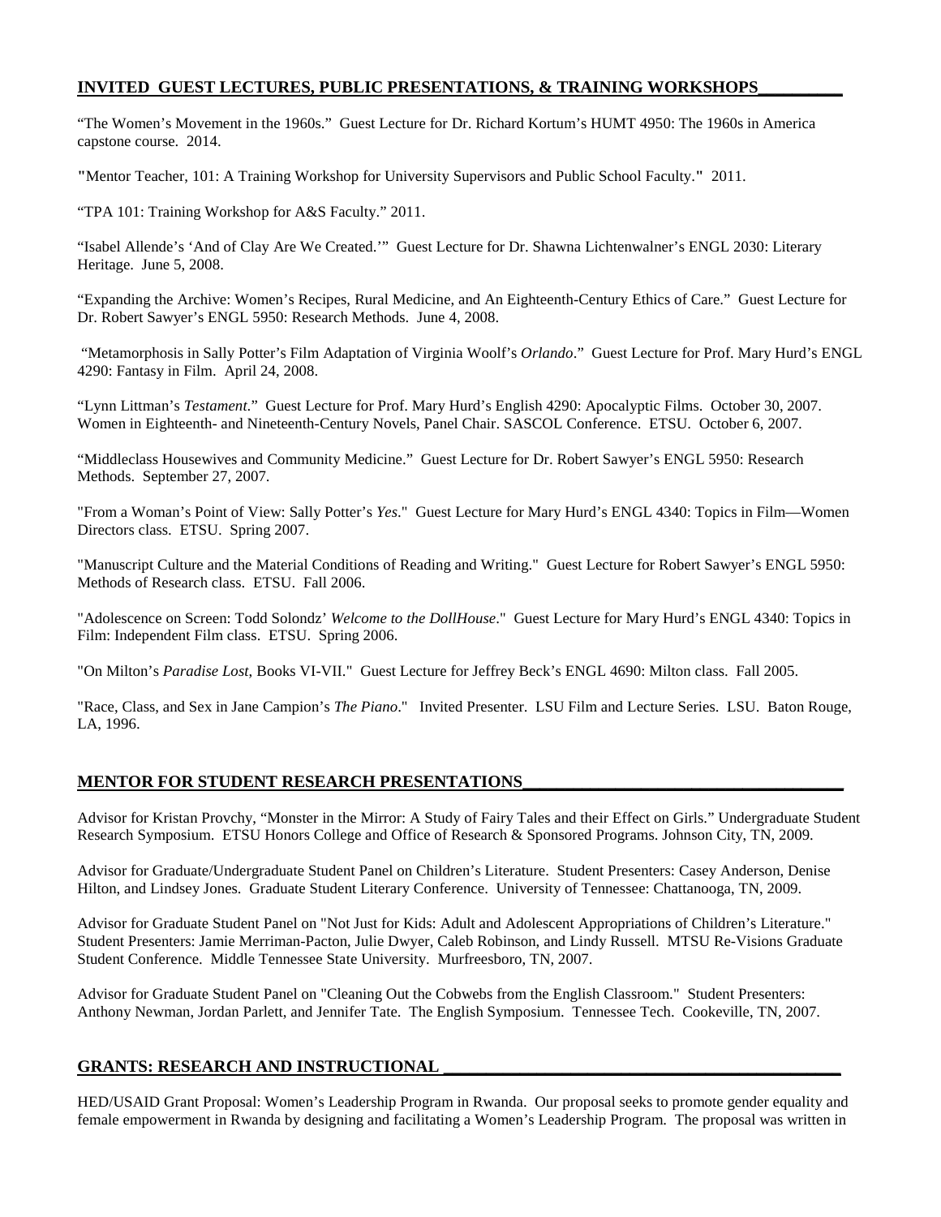## INVITED GUEST LECTURES, PUBLIC PRESENTATIONS, & TRAINING WORKSHOPS

"The Women's Movement in the 1960s." Guest Lecture for Dr. Richard Kortum's HUMT 4950: The 1960s in America capstone course. 2014.

"Mentor Teacher, 101: A Training Workshop for University Supervisors and Public School Faculty." 2011.

"TPA 101: Training Workshop for A&S Faculty." 2011.

"Isabel Allende's 'And of Clay Are We Created.'" Guest Lecture for Dr. Shawna Lichtenwalner's ENGL 2030: Literary Heritage. June 5, 2008.

"Expanding the Archive: Women's Recipes, Rural Medicine, and An Eighteenth-Century Ethics of Care." Guest Lecture for Dr. Robert Sawyer's ENGL 5950: Research Methods. June 4, 2008.

"Metamorphosis in Sally Potter's Film Adaptation of Virginia Woolf's *Orlando*." Guest Lecture for Prof. Mary Hurd's ENGL 4290: Fantasy in Film. April 24, 2008.

"Lynn Littman's *Testament*." Guest Lecture for Prof. Mary Hurd's English 4290: Apocalyptic Films. October 30, 2007.
Women in Eighteenth- and Nineteenth-Century Novels, Panel Chair. SASCOL Conference. ETSU. October 6, 2007.

"Middleclass Housewives and Community Medicine." Guest Lecture for Dr. Robert Sawyer's ENGL 5950: Research Methods. September 27, 2007.

"From a Woman's Point of View: Sally Potter's *Yes*." Guest Lecture for Mary Hurd's ENGL 4340: Topics in Film—Women Directors class. ETSU. Spring 2007.

"Manuscript Culture and the Material Conditions of Reading and Writing." Guest Lecture for Robert Sawyer's ENGL 5950: Methods of Research class. ETSU. Fall 2006.

"Adolescence on Screen: Todd Solondz' *Welcome to the DollHouse*." Guest Lecture for Mary Hurd's ENGL 4340: Topics in Film: Independent Film class. ETSU. Spring 2006.

"On Milton's *Paradise Lost*, Books VI-VII." Guest Lecture for Jeffrey Beck's ENGL 4690: Milton class. Fall 2005.

"Race, Class, and Sex in Jane Campion's *The Piano*." Invited Presenter. LSU Film and Lecture Series. LSU. Baton Rouge, LA, 1996.

## MENTOR FOR STUDENT RESEARCH PRESENTATIONS

Advisor for Kristan Provchy, "Monster in the Mirror: A Study of Fairy Tales and their Effect on Girls." Undergraduate Student Research Symposium. ETSU Honors College and Office of Research & Sponsored Programs. Johnson City, TN, 2009.

Advisor for Graduate/Undergraduate Student Panel on Children's Literature. Student Presenters: Casey Anderson, Denise Hilton, and Lindsey Jones. Graduate Student Literary Conference. University of Tennessee: Chattanooga, TN, 2009.

Advisor for Graduate Student Panel on "Not Just for Kids: Adult and Adolescent Appropriations of Children's Literature." Student Presenters: Jamie Merriman-Pacton, Julie Dwyer, Caleb Robinson, and Lindy Russell. MTSU Re-Visions Graduate Student Conference. Middle Tennessee State University. Murfreesboro, TN, 2007.

Advisor for Graduate Student Panel on "Cleaning Out the Cobwebs from the English Classroom." Student Presenters: Anthony Newman, Jordan Parlett, and Jennifer Tate. The English Symposium. Tennessee Tech. Cookeville, TN, 2007.

## GRANTS: RESEARCH AND INSTRUCTIONAL

HED/USAID Grant Proposal: Women's Leadership Program in Rwanda. Our proposal seeks to promote gender equality and female empowerment in Rwanda by designing and facilitating a Women's Leadership Program. The proposal was written in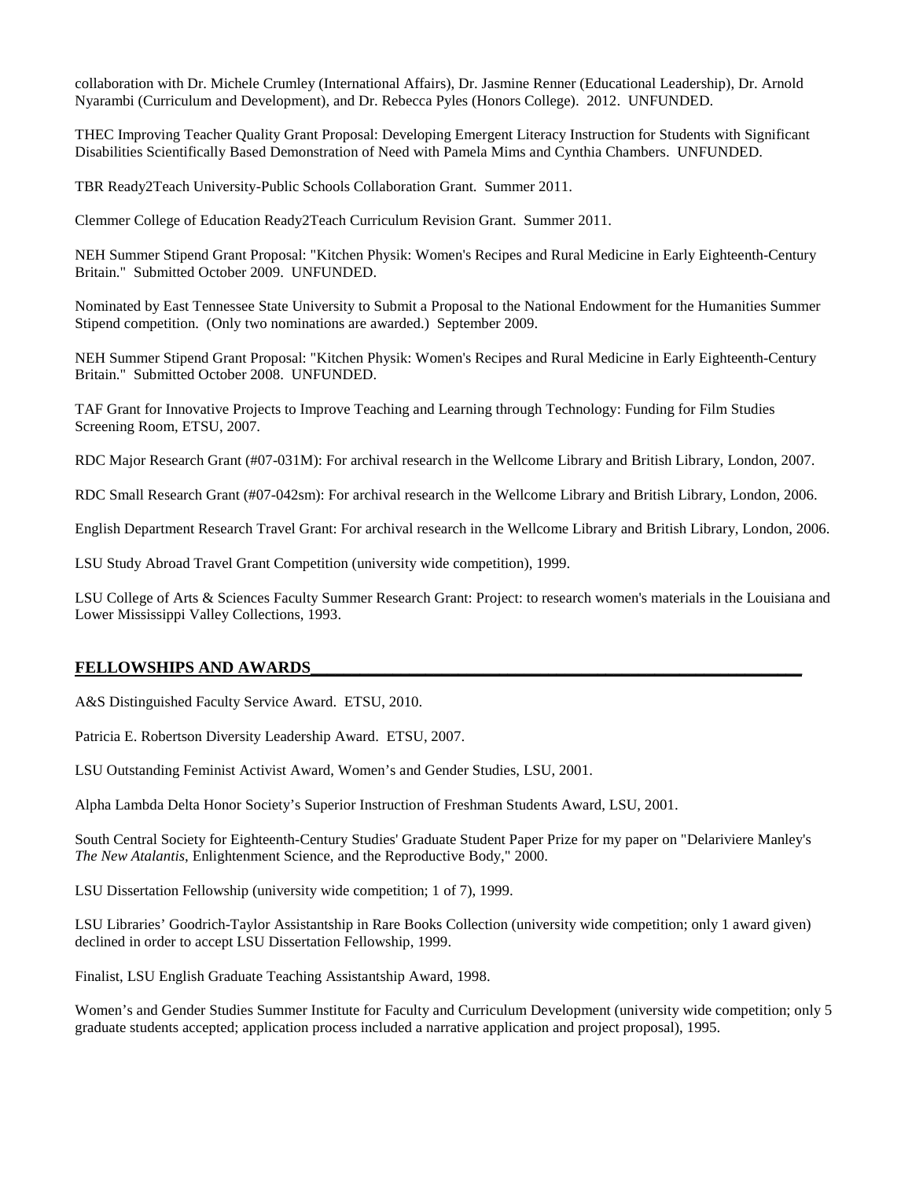collaboration with Dr. Michele Crumley (International Affairs), Dr. Jasmine Renner (Educational Leadership), Dr. Arnold Nyarambi (Curriculum and Development), and Dr. Rebecca Pyles (Honors College). 2012. UNFUNDED.

THEC Improving Teacher Quality Grant Proposal: Developing Emergent Literacy Instruction for Students with Significant Disabilities Scientifically Based Demonstration of Need with Pamela Mims and Cynthia Chambers. UNFUNDED.

TBR Ready2Teach University-Public Schools Collaboration Grant. Summer 2011.

Clemmer College of Education Ready2Teach Curriculum Revision Grant. Summer 2011.

NEH Summer Stipend Grant Proposal: "Kitchen Physik: Women's Recipes and Rural Medicine in Early Eighteenth-Century Britain." Submitted October 2009. UNFUNDED.

Nominated by East Tennessee State University to Submit a Proposal to the National Endowment for the Humanities Summer Stipend competition. (Only two nominations are awarded.) September 2009.

NEH Summer Stipend Grant Proposal: "Kitchen Physik: Women's Recipes and Rural Medicine in Early Eighteenth-Century Britain." Submitted October 2008. UNFUNDED.

TAF Grant for Innovative Projects to Improve Teaching and Learning through Technology: Funding for Film Studies Screening Room, ETSU, 2007.

RDC Major Research Grant (#07-031M): For archival research in the Wellcome Library and British Library, London, 2007.

RDC Small Research Grant (#07-042sm): For archival research in the Wellcome Library and British Library, London, 2006.

English Department Research Travel Grant: For archival research in the Wellcome Library and British Library, London, 2006.

LSU Study Abroad Travel Grant Competition (university wide competition), 1999.

LSU College of Arts & Sciences Faculty Summer Research Grant: Project: to research women's materials in the Louisiana and Lower Mississippi Valley Collections, 1993.

## FELLOWSHIPS AND AWARDS

A&S Distinguished Faculty Service Award. ETSU, 2010.

Patricia E. Robertson Diversity Leadership Award. ETSU, 2007.

LSU Outstanding Feminist Activist Award, Women's and Gender Studies, LSU, 2001.

Alpha Lambda Delta Honor Society's Superior Instruction of Freshman Students Award, LSU, 2001.

South Central Society for Eighteenth-Century Studies' Graduate Student Paper Prize for my paper on "Delariviere Manley's *The New Atalantis*, Enlightenment Science, and the Reproductive Body," 2000.

LSU Dissertation Fellowship (university wide competition; 1 of 7), 1999.

LSU Libraries' Goodrich-Taylor Assistantship in Rare Books Collection (university wide competition; only 1 award given) declined in order to accept LSU Dissertation Fellowship, 1999.

Finalist, LSU English Graduate Teaching Assistantship Award, 1998.

Women's and Gender Studies Summer Institute for Faculty and Curriculum Development (university wide competition; only 5 graduate students accepted; application process included a narrative application and project proposal), 1995.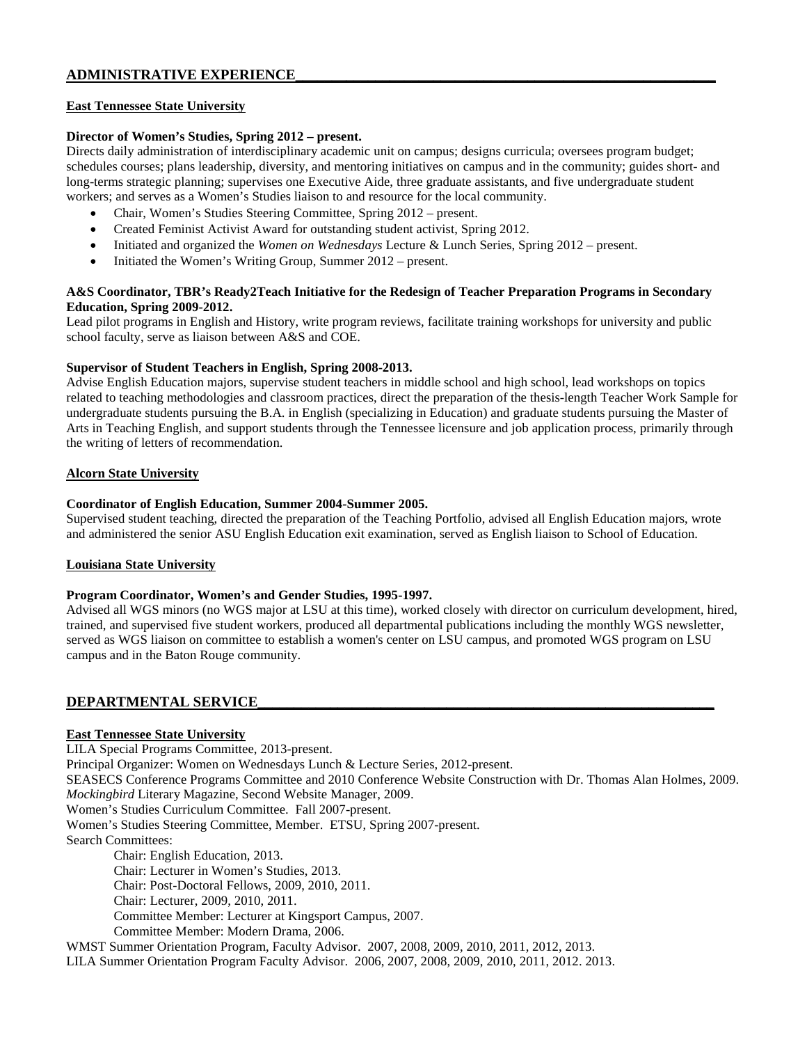## ADMINISTRATIVE EXPERIENCE

### East Tennessee State University

**Director of Women's Studies, Spring 2012 – present.**
Directs daily administration of interdisciplinary academic unit on campus; designs curricula; oversees program budget; schedules courses; plans leadership, diversity, and mentoring initiatives on campus and in the community; guides short- and long-terms strategic planning; supervises one Executive Aide, three graduate assistants, and five undergraduate student workers; and serves as a Women's Studies liaison to and resource for the local community.

- Chair, Women's Studies Steering Committee, Spring 2012 – present.
- Created Feminist Activist Award for outstanding student activist, Spring 2012.
- Initiated and organized the *Women on Wednesdays* Lecture & Lunch Series, Spring 2012 – present.
- Initiated the Women's Writing Group, Summer 2012 – present.

**A&S Coordinator, TBR's Ready2Teach Initiative for the Redesign of Teacher Preparation Programs in Secondary Education, Spring 2009-2012.**
Lead pilot programs in English and History, write program reviews, facilitate training workshops for university and public school faculty, serve as liaison between A&S and COE.

**Supervisor of Student Teachers in English, Spring 2008-2013.**
Advise English Education majors, supervise student teachers in middle school and high school, lead workshops on topics related to teaching methodologies and classroom practices, direct the preparation of the thesis-length Teacher Work Sample for undergraduate students pursuing the B.A. in English (specializing in Education) and graduate students pursuing the Master of Arts in Teaching English, and support students through the Tennessee licensure and job application process, primarily through the writing of letters of recommendation.

### Alcorn State University

**Coordinator of English Education, Summer 2004-Summer 2005.**
Supervised student teaching, directed the preparation of the Teaching Portfolio, advised all English Education majors, wrote and administered the senior ASU English Education exit examination, served as English liaison to School of Education.

### Louisiana State University

**Program Coordinator, Women's and Gender Studies, 1995-1997.**
Advised all WGS minors (no WGS major at LSU at this time), worked closely with director on curriculum development, hired, trained, and supervised five student workers, produced all departmental publications including the monthly WGS newsletter, served as WGS liaison on committee to establish a women's center on LSU campus, and promoted WGS program on LSU campus and in the Baton Rouge community.

## DEPARTMENTAL SERVICE

### East Tennessee State University

LILA Special Programs Committee, 2013-present.
Principal Organizer: Women on Wednesdays Lunch & Lecture Series, 2012-present.
SEASECS Conference Programs Committee and 2010 Conference Website Construction with Dr. Thomas Alan Holmes, 2009.
*Mockingbird* Literary Magazine, Second Website Manager, 2009.
Women's Studies Curriculum Committee. Fall 2007-present.
Women's Studies Steering Committee, Member. ETSU, Spring 2007-present.
Search Committees:

- Chair: English Education, 2013.
- Chair: Lecturer in Women's Studies, 2013.
- Chair: Post-Doctoral Fellows, 2009, 2010, 2011.
- Chair: Lecturer, 2009, 2010, 2011.
- Committee Member: Lecturer at Kingsport Campus, 2007.
- Committee Member: Modern Drama, 2006.

WMST Summer Orientation Program, Faculty Advisor. 2007, 2008, 2009, 2010, 2011, 2012, 2013.
LILA Summer Orientation Program Faculty Advisor. 2006, 2007, 2008, 2009, 2010, 2011, 2012. 2013.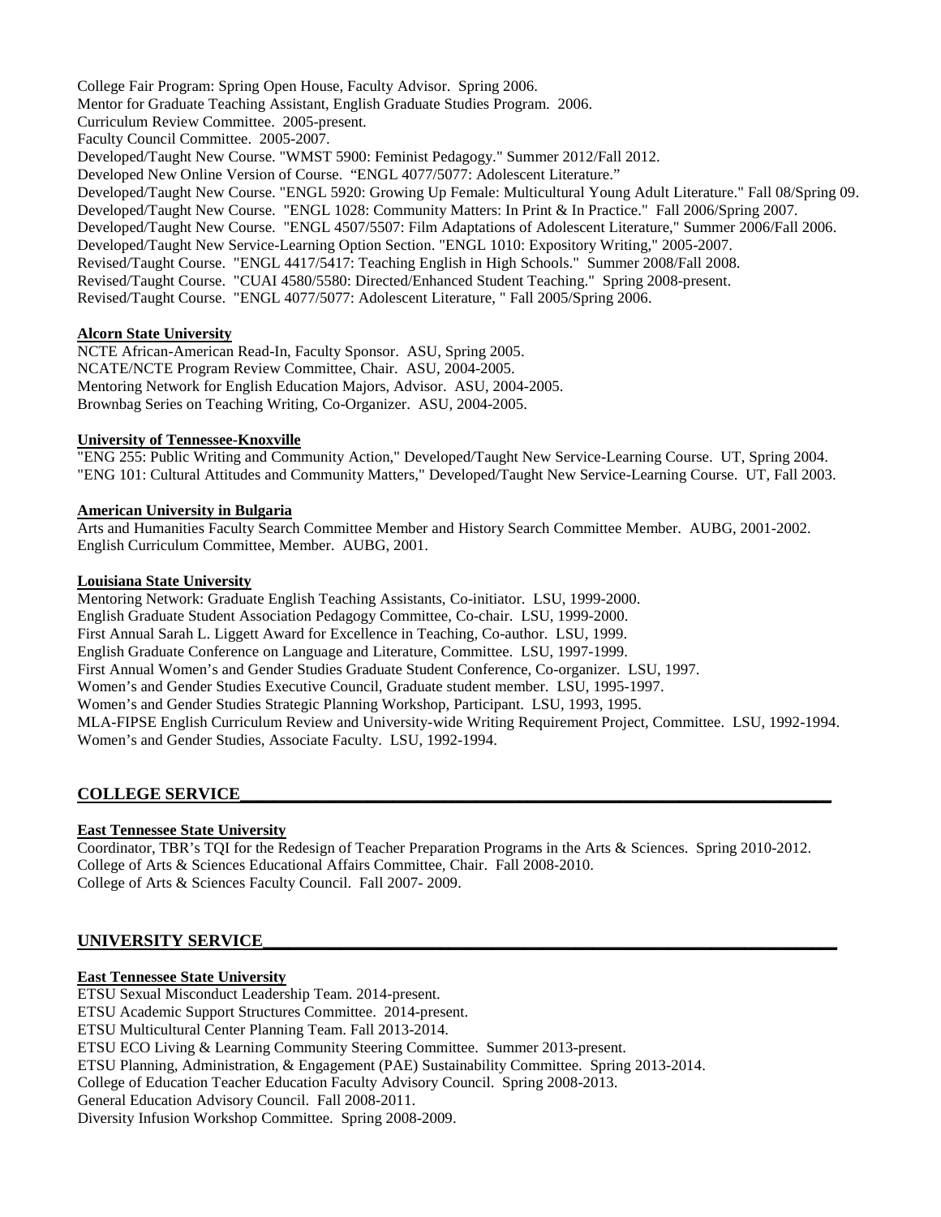College Fair Program: Spring Open House, Faculty Advisor. Spring 2006.
Mentor for Graduate Teaching Assistant, English Graduate Studies Program. 2006.
Curriculum Review Committee. 2005-present.
Faculty Council Committee. 2005-2007.
Developed/Taught New Course. "WMST 5900: Feminist Pedagogy." Summer 2012/Fall 2012.
Developed New Online Version of Course. "ENGL 4077/5077: Adolescent Literature."
Developed/Taught New Course. "ENGL 5920: Growing Up Female: Multicultural Young Adult Literature." Fall 08/Spring 09.
Developed/Taught New Course. "ENGL 1028: Community Matters: In Print & In Practice." Fall 2006/Spring 2007.
Developed/Taught New Course. "ENGL 4507/5507: Film Adaptations of Adolescent Literature," Summer 2006/Fall 2006.
Developed/Taught New Service-Learning Option Section. "ENGL 1010: Expository Writing," 2005-2007.
Revised/Taught Course. "ENGL 4417/5417: Teaching English in High Schools." Summer 2008/Fall 2008.
Revised/Taught Course. "CUAI 4580/5580: Directed/Enhanced Student Teaching." Spring 2008-present.
Revised/Taught Course. "ENGL 4077/5077: Adolescent Literature, " Fall 2005/Spring 2006.

**Alcorn State University**

NCTE African-American Read-In, Faculty Sponsor. ASU, Spring 2005.
NCATE/NCTE Program Review Committee, Chair. ASU, 2004-2005.
Mentoring Network for English Education Majors, Advisor. ASU, 2004-2005.
Brownbag Series on Teaching Writing, Co-Organizer. ASU, 2004-2005.

**University of Tennessee-Knoxville**

"ENG 255: Public Writing and Community Action," Developed/Taught New Service-Learning Course. UT, Spring 2004.
"ENG 101: Cultural Attitudes and Community Matters," Developed/Taught New Service-Learning Course. UT, Fall 2003.

**American University in Bulgaria**

Arts and Humanities Faculty Search Committee Member and History Search Committee Member. AUBG, 2001-2002.
English Curriculum Committee, Member. AUBG, 2001.

**Louisiana State University**

Mentoring Network: Graduate English Teaching Assistants, Co-initiator. LSU, 1999-2000.
English Graduate Student Association Pedagogy Committee, Co-chair. LSU, 1999-2000.
First Annual Sarah L. Liggett Award for Excellence in Teaching, Co-author. LSU, 1999.
English Graduate Conference on Language and Literature, Committee. LSU, 1997-1999.
First Annual Women's and Gender Studies Graduate Student Conference, Co-organizer. LSU, 1997.
Women's and Gender Studies Executive Council, Graduate student member. LSU, 1995-1997.
Women's and Gender Studies Strategic Planning Workshop, Participant. LSU, 1993, 1995.
MLA-FIPSE English Curriculum Review and University-wide Writing Requirement Project, Committee. LSU, 1992-1994.
Women's and Gender Studies, Associate Faculty. LSU, 1992-1994.

## COLLEGE SERVICE

**East Tennessee State University**

Coordinator, TBR's TQI for the Redesign of Teacher Preparation Programs in the Arts & Sciences. Spring 2010-2012.
College of Arts & Sciences Educational Affairs Committee, Chair. Fall 2008-2010.
College of Arts & Sciences Faculty Council. Fall 2007- 2009.

## UNIVERSITY SERVICE

**East Tennessee State University**

ETSU Sexual Misconduct Leadership Team. 2014-present.
ETSU Academic Support Structures Committee. 2014-present.
ETSU Multicultural Center Planning Team. Fall 2013-2014.
ETSU ECO Living & Learning Community Steering Committee. Summer 2013-present.
ETSU Planning, Administration, & Engagement (PAE) Sustainability Committee. Spring 2013-2014.
College of Education Teacher Education Faculty Advisory Council. Spring 2008-2013.
General Education Advisory Council. Fall 2008-2011.
Diversity Infusion Workshop Committee. Spring 2008-2009.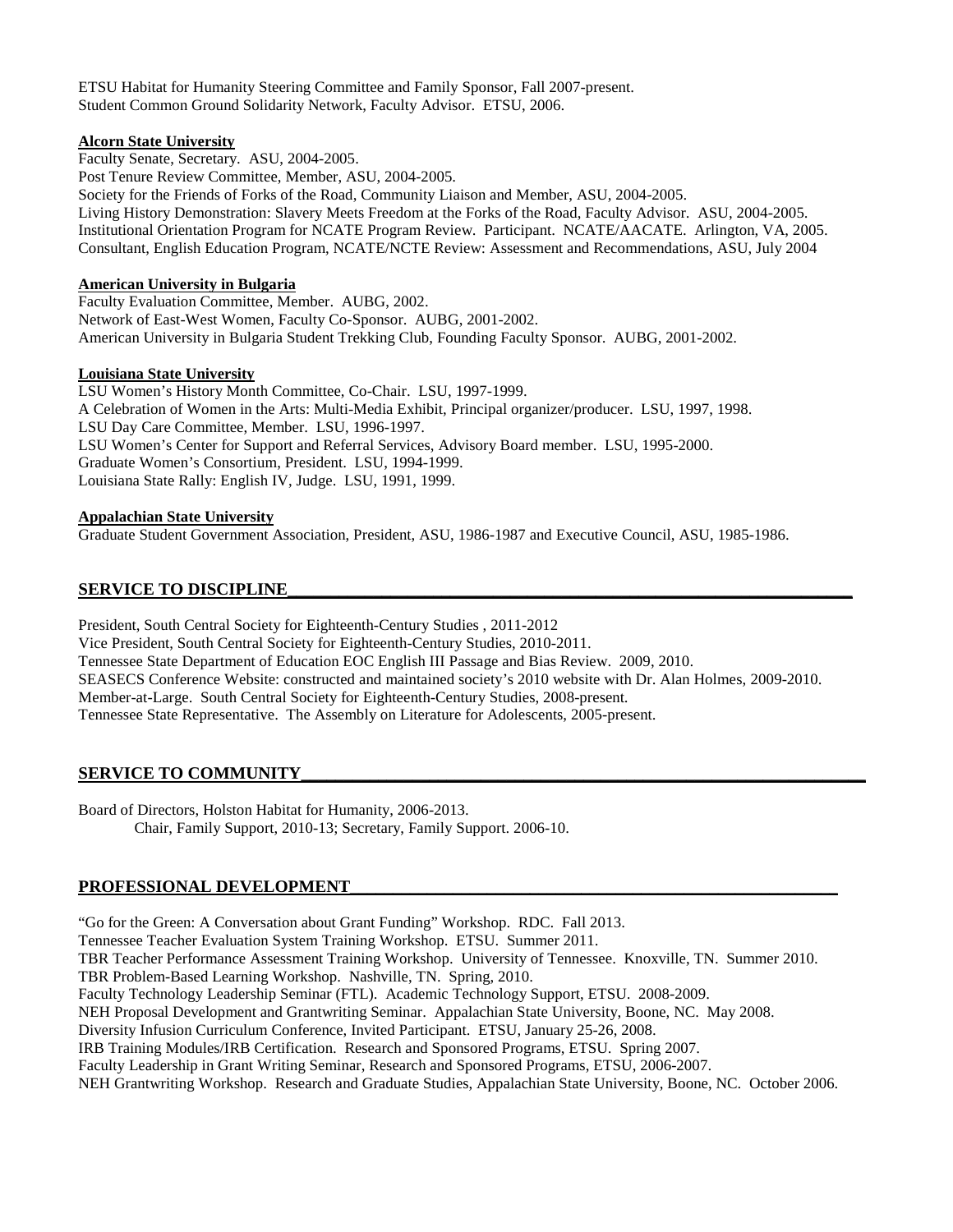ETSU Habitat for Humanity Steering Committee and Family Sponsor, Fall 2007-present.
Student Common Ground Solidarity Network, Faculty Advisor. ETSU, 2006.

**Alcorn State University**

Faculty Senate, Secretary. ASU, 2004-2005.
Post Tenure Review Committee, Member, ASU, 2004-2005.
Society for the Friends of Forks of the Road, Community Liaison and Member, ASU, 2004-2005.
Living History Demonstration: Slavery Meets Freedom at the Forks of the Road, Faculty Advisor. ASU, 2004-2005.
Institutional Orientation Program for NCATE Program Review. Participant. NCATE/AACATE. Arlington, VA, 2005.
Consultant, English Education Program, NCATE/NCTE Review: Assessment and Recommendations, ASU, July 2004

**American University in Bulgaria**

Faculty Evaluation Committee, Member. AUBG, 2002.
Network of East-West Women, Faculty Co-Sponsor. AUBG, 2001-2002.
American University in Bulgaria Student Trekking Club, Founding Faculty Sponsor. AUBG, 2001-2002.

**Louisiana State University**

LSU Women's History Month Committee, Co-Chair. LSU, 1997-1999.
A Celebration of Women in the Arts: Multi-Media Exhibit, Principal organizer/producer. LSU, 1997, 1998.
LSU Day Care Committee, Member. LSU, 1996-1997.
LSU Women's Center for Support and Referral Services, Advisory Board member. LSU, 1995-2000.
Graduate Women's Consortium, President. LSU, 1994-1999.
Louisiana State Rally: English IV, Judge. LSU, 1991, 1999.

**Appalachian State University**

Graduate Student Government Association, President, ASU, 1986-1987 and Executive Council, ASU, 1985-1986.

## SERVICE TO DISCIPLINE

President, South Central Society for Eighteenth-Century Studies , 2011-2012
Vice President, South Central Society for Eighteenth-Century Studies, 2010-2011.
Tennessee State Department of Education EOC English III Passage and Bias Review. 2009, 2010.
SEASECS Conference Website: constructed and maintained society's 2010 website with Dr. Alan Holmes, 2009-2010.
Member-at-Large. South Central Society for Eighteenth-Century Studies, 2008-present.
Tennessee State Representative. The Assembly on Literature for Adolescents, 2005-present.

## SERVICE TO COMMUNITY

Board of Directors, Holston Habitat for Humanity, 2006-2013.
    Chair, Family Support, 2010-13; Secretary, Family Support. 2006-10.

## PROFESSIONAL DEVELOPMENT

"Go for the Green: A Conversation about Grant Funding" Workshop. RDC. Fall 2013.
Tennessee Teacher Evaluation System Training Workshop. ETSU. Summer 2011.
TBR Teacher Performance Assessment Training Workshop. University of Tennessee. Knoxville, TN. Summer 2010.
TBR Problem-Based Learning Workshop. Nashville, TN. Spring, 2010.
Faculty Technology Leadership Seminar (FTL). Academic Technology Support, ETSU. 2008-2009.
NEH Proposal Development and Grantwriting Seminar. Appalachian State University, Boone, NC. May 2008.
Diversity Infusion Curriculum Conference, Invited Participant. ETSU, January 25-26, 2008.
IRB Training Modules/IRB Certification. Research and Sponsored Programs, ETSU. Spring 2007.
Faculty Leadership in Grant Writing Seminar, Research and Sponsored Programs, ETSU, 2006-2007.
NEH Grantwriting Workshop. Research and Graduate Studies, Appalachian State University, Boone, NC. October 2006.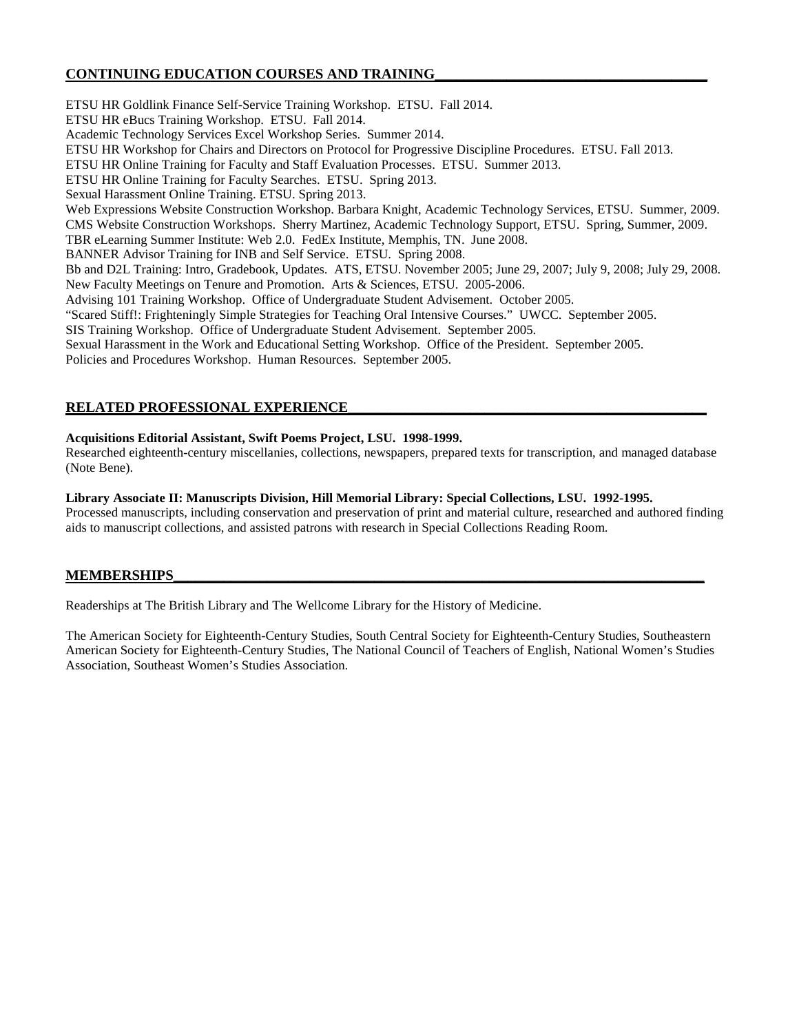## CONTINUING EDUCATION COURSES AND TRAINING

ETSU HR Goldlink Finance Self-Service Training Workshop. ETSU. Fall 2014.
ETSU HR eBucs Training Workshop. ETSU. Fall 2014.
Academic Technology Services Excel Workshop Series. Summer 2014.
ETSU HR Workshop for Chairs and Directors on Protocol for Progressive Discipline Procedures. ETSU. Fall 2013.
ETSU HR Online Training for Faculty and Staff Evaluation Processes. ETSU. Summer 2013.
ETSU HR Online Training for Faculty Searches. ETSU. Spring 2013.
Sexual Harassment Online Training. ETSU. Spring 2013.
Web Expressions Website Construction Workshop. Barbara Knight, Academic Technology Services, ETSU. Summer, 2009.
CMS Website Construction Workshops. Sherry Martinez, Academic Technology Support, ETSU. Spring, Summer, 2009.
TBR eLearning Summer Institute: Web 2.0. FedEx Institute, Memphis, TN. June 2008.
BANNER Advisor Training for INB and Self Service. ETSU. Spring 2008.
Bb and D2L Training: Intro, Gradebook, Updates. ATS, ETSU. November 2005; June 29, 2007; July 9, 2008; July 29, 2008.
New Faculty Meetings on Tenure and Promotion. Arts & Sciences, ETSU. 2005-2006.
Advising 101 Training Workshop. Office of Undergraduate Student Advisement. October 2005.
"Scared Stiff!: Frighteningly Simple Strategies for Teaching Oral Intensive Courses." UWCC. September 2005.
SIS Training Workshop. Office of Undergraduate Student Advisement. September 2005.
Sexual Harassment in the Work and Educational Setting Workshop. Office of the President. September 2005.
Policies and Procedures Workshop. Human Resources. September 2005.

## RELATED PROFESSIONAL EXPERIENCE

**Acquisitions Editorial Assistant, Swift Poems Project, LSU. 1998-1999.**
Researched eighteenth-century miscellanies, collections, newspapers, prepared texts for transcription, and managed database (Note Bene).

**Library Associate II: Manuscripts Division, Hill Memorial Library: Special Collections, LSU. 1992-1995.**
Processed manuscripts, including conservation and preservation of print and material culture, researched and authored finding aids to manuscript collections, and assisted patrons with research in Special Collections Reading Room.

## MEMBERSHIPS

Readerships at The British Library and The Wellcome Library for the History of Medicine.

The American Society for Eighteenth-Century Studies, South Central Society for Eighteenth-Century Studies, Southeastern American Society for Eighteenth-Century Studies, The National Council of Teachers of English, National Women's Studies Association, Southeast Women's Studies Association.